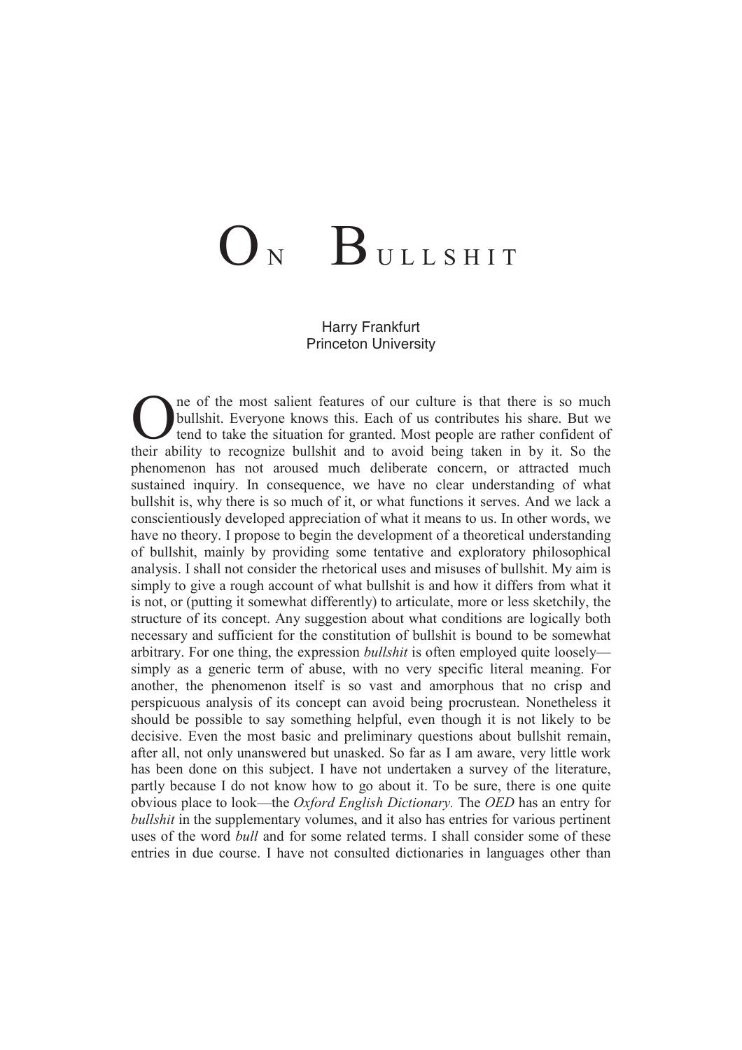# On Bullshit

Harry Frankfurt
Princeton University

One of the most salient features of our culture is that there is so much bullshit. Everyone knows this. Each of us contributes his share. But we tend to take the situation for granted. Most people are rather confident of their ability to recognize bullshit and to avoid being taken in by it. So the phenomenon has not aroused much deliberate concern, or attracted much sustained inquiry. In consequence, we have no clear understanding of what bullshit is, why there is so much of it, or what functions it serves. And we lack a conscientiously developed appreciation of what it means to us. In other words, we have no theory. I propose to begin the development of a theoretical understanding of bullshit, mainly by providing some tentative and exploratory philosophical analysis. I shall not consider the rhetorical uses and misuses of bullshit. My aim is simply to give a rough account of what bullshit is and how it differs from what it is not, or (putting it somewhat differently) to articulate, more or less sketchily, the structure of its concept. Any suggestion about what conditions are logically both necessary and sufficient for the constitution of bullshit is bound to be somewhat arbitrary. For one thing, the expression *bullshit* is often employed quite loosely—simply as a generic term of abuse, with no very specific literal meaning. For another, the phenomenon itself is so vast and amorphous that no crisp and perspicuous analysis of its concept can avoid being procrustean. Nonetheless it should be possible to say something helpful, even though it is not likely to be decisive. Even the most basic and preliminary questions about bullshit remain, after all, not only unanswered but unasked. So far as I am aware, very little work has been done on this subject. I have not undertaken a survey of the literature, partly because I do not know how to go about it. To be sure, there is one quite obvious place to look—the *Oxford English Dictionary.* The *OED* has an entry for *bullshit* in the supplementary volumes, and it also has entries for various pertinent uses of the word *bull* and for some related terms. I shall consider some of these entries in due course. I have not consulted dictionaries in languages other than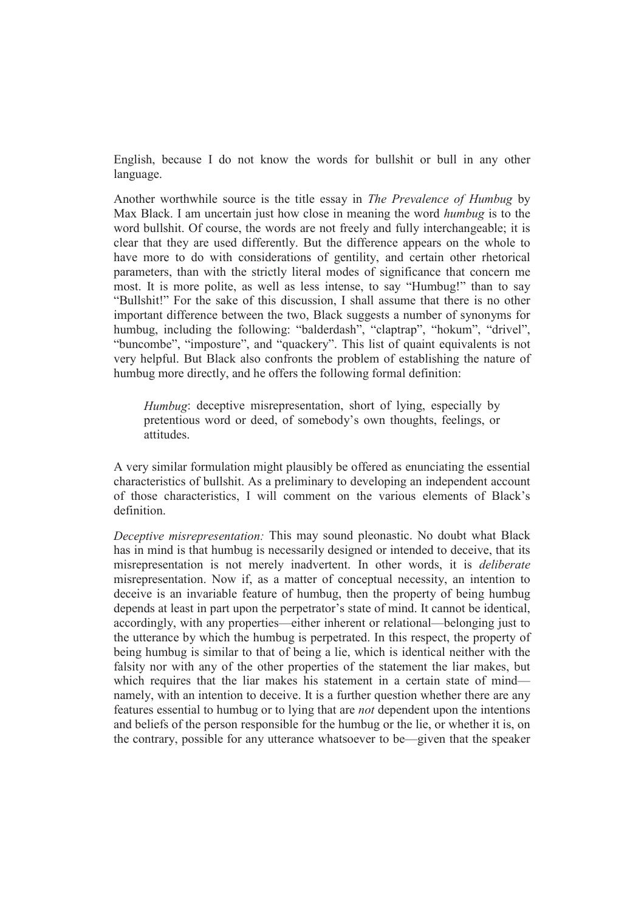English, because I do not know the words for bullshit or bull in any other language.

Another worthwhile source is the title essay in *The Prevalence of Humbug* by Max Black. I am uncertain just how close in meaning the word *humbug* is to the word bullshit. Of course, the words are not freely and fully interchangeable; it is clear that they are used differently. But the difference appears on the whole to have more to do with considerations of gentility, and certain other rhetorical parameters, than with the strictly literal modes of significance that concern me most. It is more polite, as well as less intense, to say "Humbug!" than to say "Bullshit!" For the sake of this discussion, I shall assume that there is no other important difference between the two, Black suggests a number of synonyms for humbug, including the following: "balderdash", "claptrap", "hokum", "drivel", "buncombe", "imposture", and "quackery". This list of quaint equivalents is not very helpful. But Black also confronts the problem of establishing the nature of humbug more directly, and he offers the following formal definition:

> *Humbug*: deceptive misrepresentation, short of lying, especially by pretentious word or deed, of somebody's own thoughts, feelings, or attitudes.

A very similar formulation might plausibly be offered as enunciating the essential characteristics of bullshit. As a preliminary to developing an independent account of those characteristics, I will comment on the various elements of Black's definition.

*Deceptive misrepresentation:* This may sound pleonastic. No doubt what Black has in mind is that humbug is necessarily designed or intended to deceive, that its misrepresentation is not merely inadvertent. In other words, it is *deliberate* misrepresentation. Now if, as a matter of conceptual necessity, an intention to deceive is an invariable feature of humbug, then the property of being humbug depends at least in part upon the perpetrator's state of mind. It cannot be identical, accordingly, with any properties—either inherent or relational—belonging just to the utterance by which the humbug is perpetrated. In this respect, the property of being humbug is similar to that of being a lie, which is identical neither with the falsity nor with any of the other properties of the statement the liar makes, but which requires that the liar makes his statement in a certain state of mind—namely, with an intention to deceive. It is a further question whether there are any features essential to humbug or to lying that are *not* dependent upon the intentions and beliefs of the person responsible for the humbug or the lie, or whether it is, on the contrary, possible for any utterance whatsoever to be—given that the speaker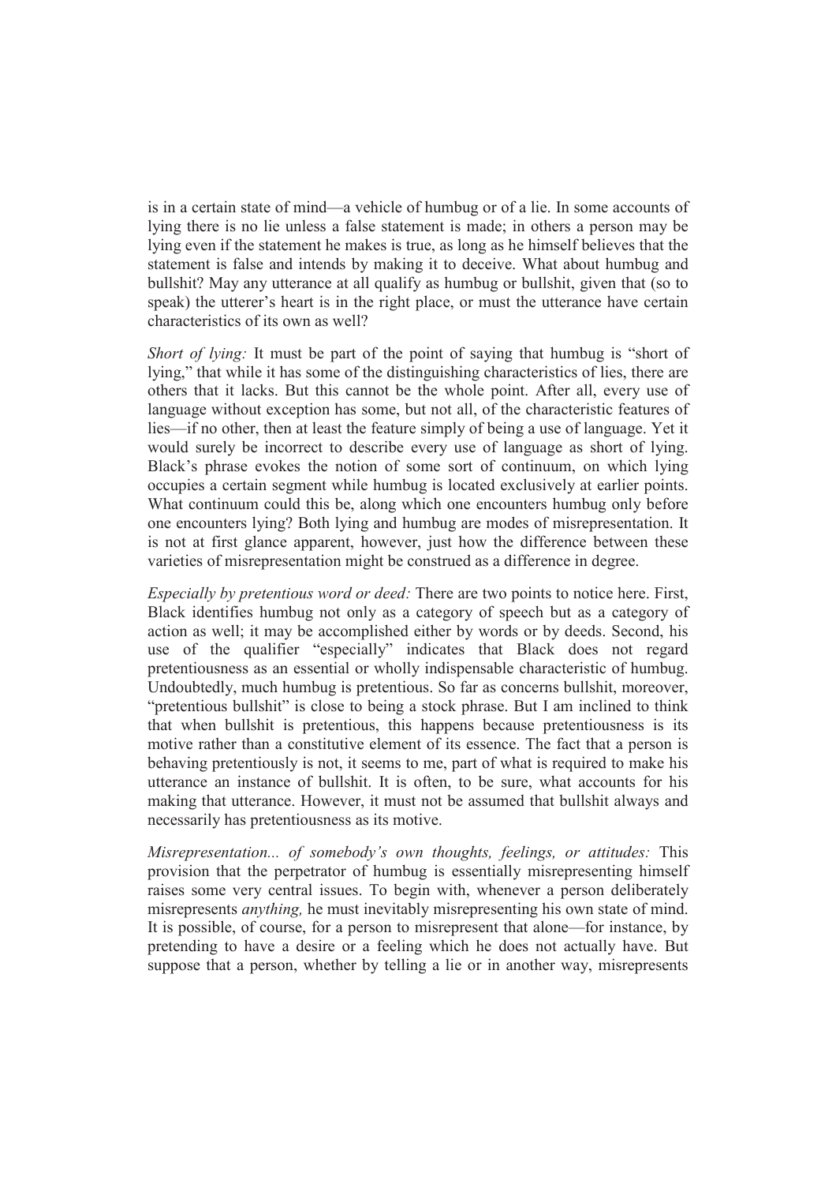is in a certain state of mind—a vehicle of humbug or of a lie. In some accounts of lying there is no lie unless a false statement is made; in others a person may be lying even if the statement he makes is true, as long as he himself believes that the statement is false and intends by making it to deceive. What about humbug and bullshit? May any utterance at all qualify as humbug or bullshit, given that (so to speak) the utterer's heart is in the right place, or must the utterance have certain characteristics of its own as well?

*Short of lying:* It must be part of the point of saying that humbug is "short of lying," that while it has some of the distinguishing characteristics of lies, there are others that it lacks. But this cannot be the whole point. After all, every use of language without exception has some, but not all, of the characteristic features of lies—if no other, then at least the feature simply of being a use of language. Yet it would surely be incorrect to describe every use of language as short of lying. Black's phrase evokes the notion of some sort of continuum, on which lying occupies a certain segment while humbug is located exclusively at earlier points. What continuum could this be, along which one encounters humbug only before one encounters lying? Both lying and humbug are modes of misrepresentation. It is not at first glance apparent, however, just how the difference between these varieties of misrepresentation might be construed as a difference in degree.

*Especially by pretentious word or deed:* There are two points to notice here. First, Black identifies humbug not only as a category of speech but as a category of action as well; it may be accomplished either by words or by deeds. Second, his use of the qualifier "especially" indicates that Black does not regard pretentiousness as an essential or wholly indispensable characteristic of humbug. Undoubtedly, much humbug is pretentious. So far as concerns bullshit, moreover, "pretentious bullshit" is close to being a stock phrase. But I am inclined to think that when bullshit is pretentious, this happens because pretentiousness is its motive rather than a constitutive element of its essence. The fact that a person is behaving pretentiously is not, it seems to me, part of what is required to make his utterance an instance of bullshit. It is often, to be sure, what accounts for his making that utterance. However, it must not be assumed that bullshit always and necessarily has pretentiousness as its motive.

*Misrepresentation... of somebody's own thoughts, feelings, or attitudes:* This provision that the perpetrator of humbug is essentially misrepresenting himself raises some very central issues. To begin with, whenever a person deliberately misrepresents *anything,* he must inevitably misrepresenting his own state of mind. It is possible, of course, for a person to misrepresent that alone—for instance, by pretending to have a desire or a feeling which he does not actually have. But suppose that a person, whether by telling a lie or in another way, misrepresents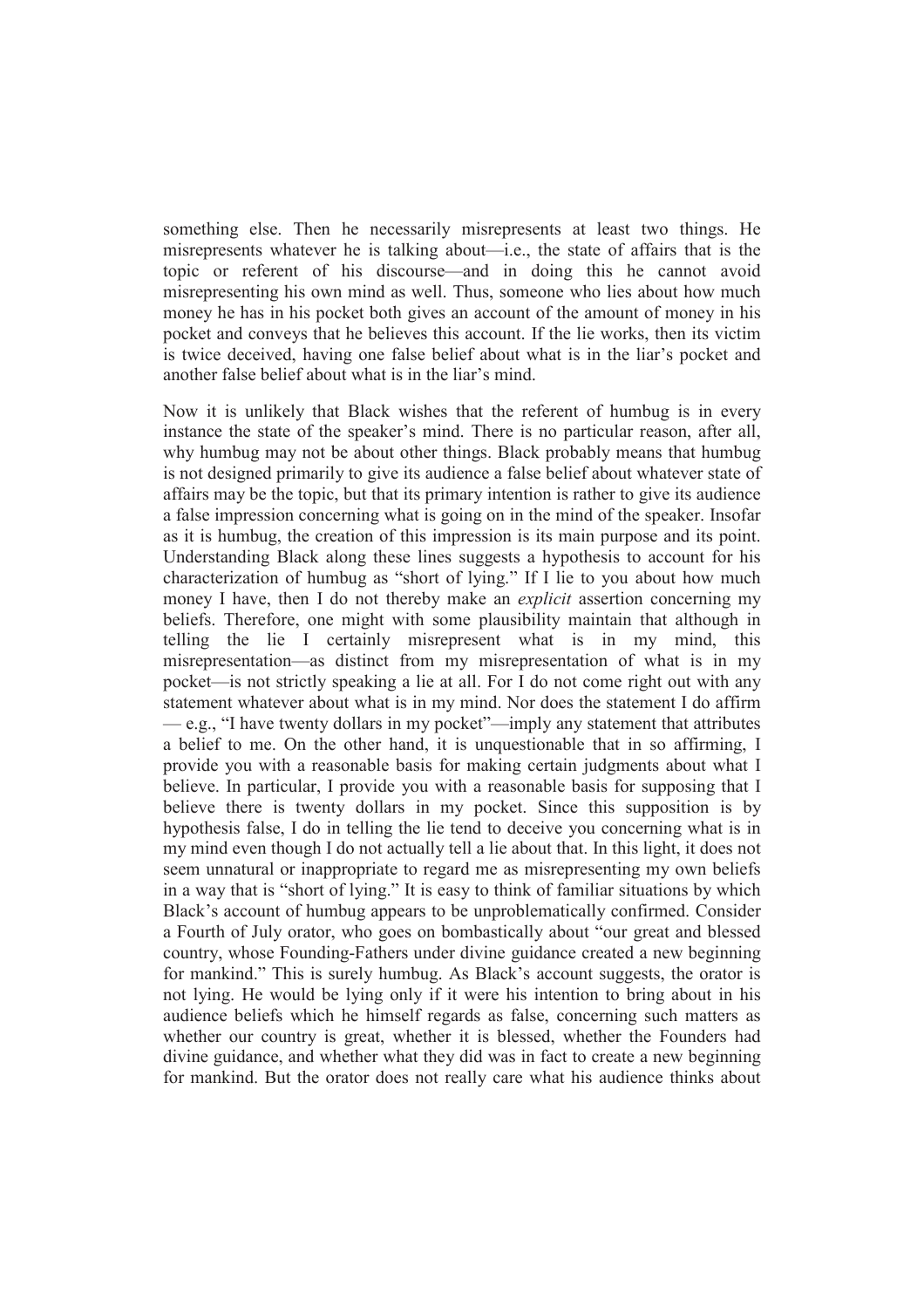something else. Then he necessarily misrepresents at least two things. He misrepresents whatever he is talking about—i.e., the state of affairs that is the topic or referent of his discourse—and in doing this he cannot avoid misrepresenting his own mind as well. Thus, someone who lies about how much money he has in his pocket both gives an account of the amount of money in his pocket and conveys that he believes this account. If the lie works, then its victim is twice deceived, having one false belief about what is in the liar's pocket and another false belief about what is in the liar's mind.

Now it is unlikely that Black wishes that the referent of humbug is in every instance the state of the speaker's mind. There is no particular reason, after all, why humbug may not be about other things. Black probably means that humbug is not designed primarily to give its audience a false belief about whatever state of affairs may be the topic, but that its primary intention is rather to give its audience a false impression concerning what is going on in the mind of the speaker. Insofar as it is humbug, the creation of this impression is its main purpose and its point. Understanding Black along these lines suggests a hypothesis to account for his characterization of humbug as "short of lying." If I lie to you about how much money I have, then I do not thereby make an *explicit* assertion concerning my beliefs. Therefore, one might with some plausibility maintain that although in telling the lie I certainly misrepresent what is in my mind, this misrepresentation—as distinct from my misrepresentation of what is in my pocket—is not strictly speaking a lie at all. For I do not come right out with any statement whatever about what is in my mind. Nor does the statement I do affirm — e.g., "I have twenty dollars in my pocket"—imply any statement that attributes a belief to me. On the other hand, it is unquestionable that in so affirming, I provide you with a reasonable basis for making certain judgments about what I believe. In particular, I provide you with a reasonable basis for supposing that I believe there is twenty dollars in my pocket. Since this supposition is by hypothesis false, I do in telling the lie tend to deceive you concerning what is in my mind even though I do not actually tell a lie about that. In this light, it does not seem unnatural or inappropriate to regard me as misrepresenting my own beliefs in a way that is "short of lying." It is easy to think of familiar situations by which Black's account of humbug appears to be unproblematically confirmed. Consider a Fourth of July orator, who goes on bombastically about "our great and blessed country, whose Founding-Fathers under divine guidance created a new beginning for mankind." This is surely humbug. As Black's account suggests, the orator is not lying. He would be lying only if it were his intention to bring about in his audience beliefs which he himself regards as false, concerning such matters as whether our country is great, whether it is blessed, whether the Founders had divine guidance, and whether what they did was in fact to create a new beginning for mankind. But the orator does not really care what his audience thinks about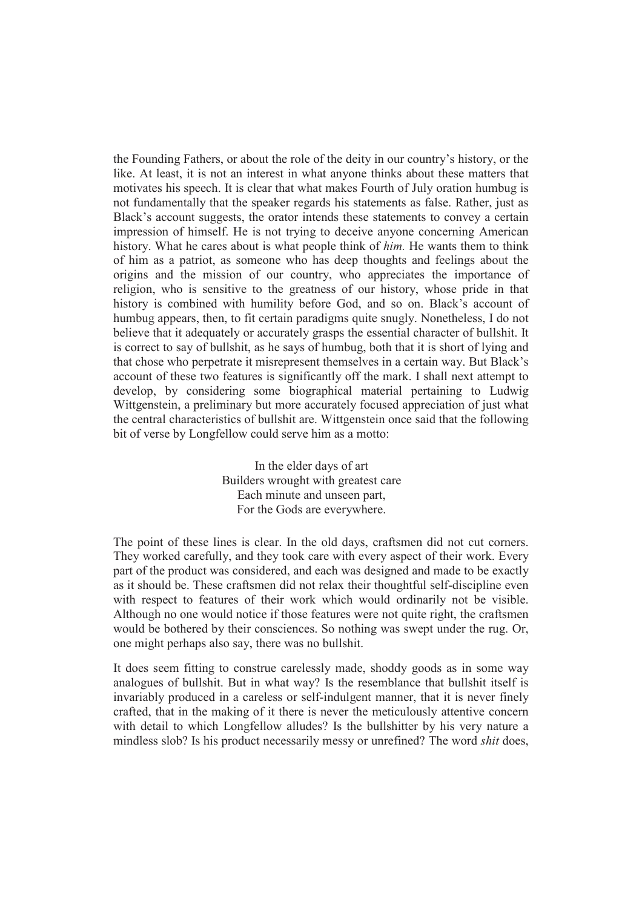the Founding Fathers, or about the role of the deity in our country's history, or the like. At least, it is not an interest in what anyone thinks about these matters that motivates his speech. It is clear that what makes Fourth of July oration humbug is not fundamentally that the speaker regards his statements as false. Rather, just as Black's account suggests, the orator intends these statements to convey a certain impression of himself. He is not trying to deceive anyone concerning American history. What he cares about is what people think of *him.* He wants them to think of him as a patriot, as someone who has deep thoughts and feelings about the origins and the mission of our country, who appreciates the importance of religion, who is sensitive to the greatness of our history, whose pride in that history is combined with humility before God, and so on. Black's account of humbug appears, then, to fit certain paradigms quite snugly. Nonetheless, I do not believe that it adequately or accurately grasps the essential character of bullshit. It is correct to say of bullshit, as he says of humbug, both that it is short of lying and that chose who perpetrate it misrepresent themselves in a certain way. But Black's account of these two features is significantly off the mark. I shall next attempt to develop, by considering some biographical material pertaining to Ludwig Wittgenstein, a preliminary but more accurately focused appreciation of just what the central characteristics of bullshit are. Wittgenstein once said that the following bit of verse by Longfellow could serve him as a motto:

> In the elder days of art
> Builders wrought with greatest care
> Each minute and unseen part,
> For the Gods are everywhere.

The point of these lines is clear. In the old days, craftsmen did not cut corners. They worked carefully, and they took care with every aspect of their work. Every part of the product was considered, and each was designed and made to be exactly as it should be. These craftsmen did not relax their thoughtful self-discipline even with respect to features of their work which would ordinarily not be visible. Although no one would notice if those features were not quite right, the craftsmen would be bothered by their consciences. So nothing was swept under the rug. Or, one might perhaps also say, there was no bullshit.

It does seem fitting to construe carelessly made, shoddy goods as in some way analogues of bullshit. But in what way? Is the resemblance that bullshit itself is invariably produced in a careless or self-indulgent manner, that it is never finely crafted, that in the making of it there is never the meticulously attentive concern with detail to which Longfellow alludes? Is the bullshitter by his very nature a mindless slob? Is his product necessarily messy or unrefined? The word *shit* does,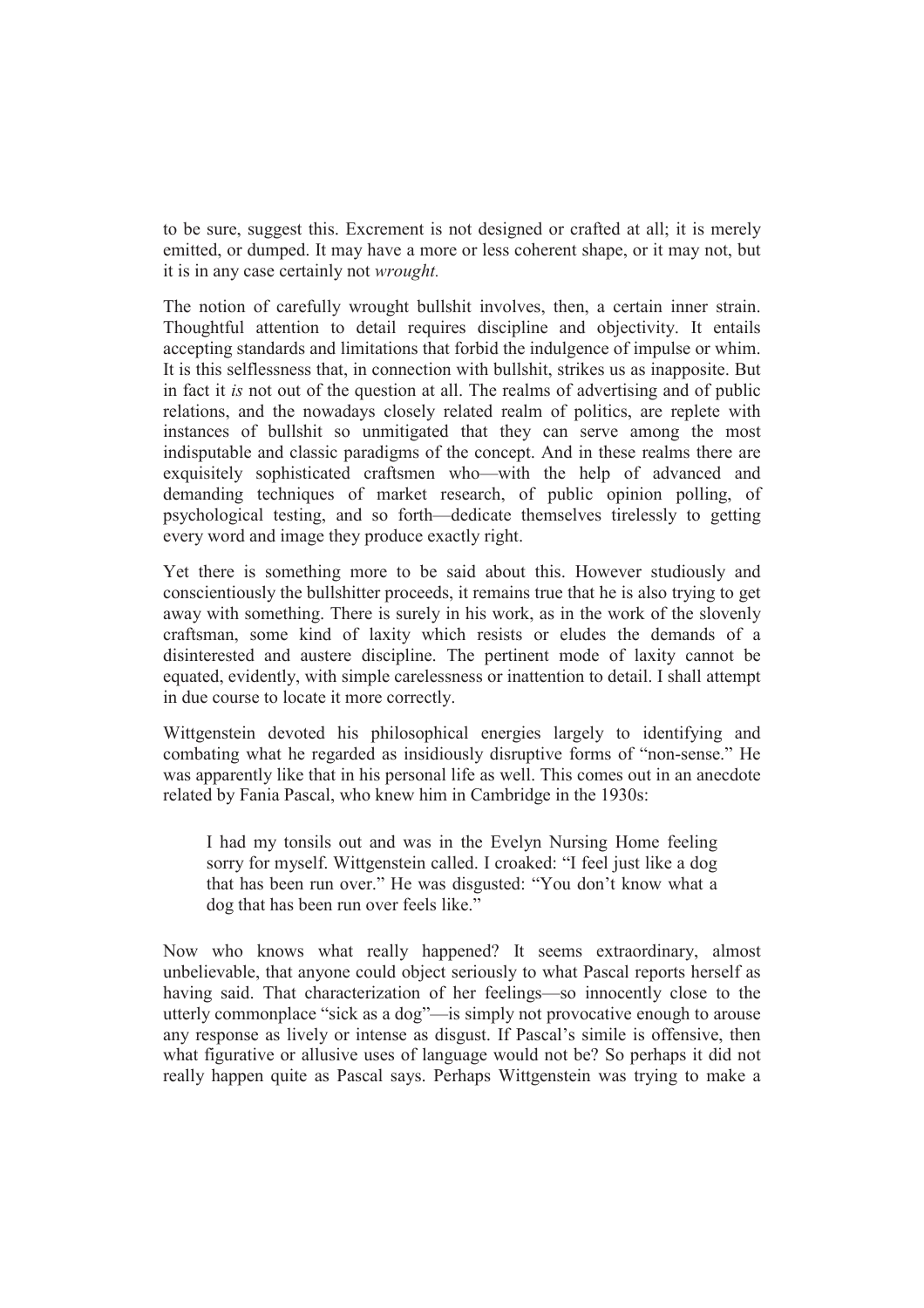to be sure, suggest this. Excrement is not designed or crafted at all; it is merely emitted, or dumped. It may have a more or less coherent shape, or it may not, but it is in any case certainly not *wrought.*

The notion of carefully wrought bullshit involves, then, a certain inner strain. Thoughtful attention to detail requires discipline and objectivity. It entails accepting standards and limitations that forbid the indulgence of impulse or whim. It is this selflessness that, in connection with bullshit, strikes us as inapposite. But in fact it *is* not out of the question at all. The realms of advertising and of public relations, and the nowadays closely related realm of politics, are replete with instances of bullshit so unmitigated that they can serve among the most indisputable and classic paradigms of the concept. And in these realms there are exquisitely sophisticated craftsmen who—with the help of advanced and demanding techniques of market research, of public opinion polling, of psychological testing, and so forth—dedicate themselves tirelessly to getting every word and image they produce exactly right.

Yet there is something more to be said about this. However studiously and conscientiously the bullshitter proceeds, it remains true that he is also trying to get away with something. There is surely in his work, as in the work of the slovenly craftsman, some kind of laxity which resists or eludes the demands of a disinterested and austere discipline. The pertinent mode of laxity cannot be equated, evidently, with simple carelessness or inattention to detail. I shall attempt in due course to locate it more correctly.

Wittgenstein devoted his philosophical energies largely to identifying and combating what he regarded as insidiously disruptive forms of "non-sense." He was apparently like that in his personal life as well. This comes out in an anecdote related by Fania Pascal, who knew him in Cambridge in the 1930s:

> I had my tonsils out and was in the Evelyn Nursing Home feeling sorry for myself. Wittgenstein called. I croaked: "I feel just like a dog that has been run over." He was disgusted: "You don't know what a dog that has been run over feels like."

Now who knows what really happened? It seems extraordinary, almost unbelievable, that anyone could object seriously to what Pascal reports herself as having said. That characterization of her feelings—so innocently close to the utterly commonplace "sick as a dog"—is simply not provocative enough to arouse any response as lively or intense as disgust. If Pascal's simile is offensive, then what figurative or allusive uses of language would not be? So perhaps it did not really happen quite as Pascal says. Perhaps Wittgenstein was trying to make a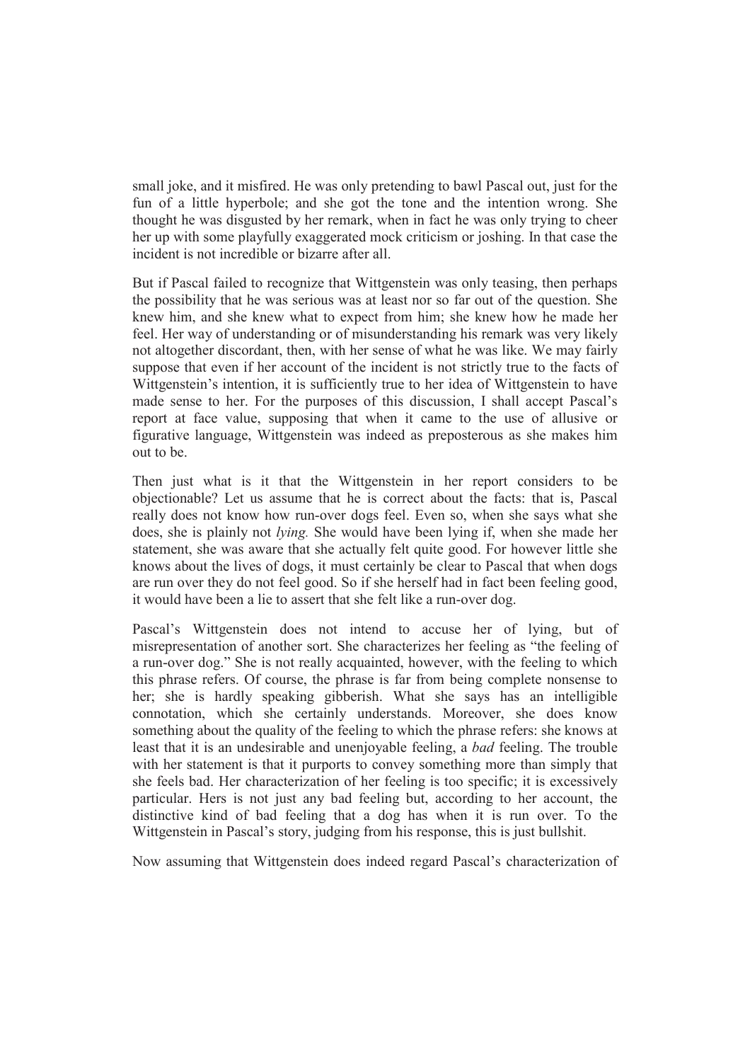small joke, and it misfired. He was only pretending to bawl Pascal out, just for the fun of a little hyperbole; and she got the tone and the intention wrong. She thought he was disgusted by her remark, when in fact he was only trying to cheer her up with some playfully exaggerated mock criticism or joshing. In that case the incident is not incredible or bizarre after all.

But if Pascal failed to recognize that Wittgenstein was only teasing, then perhaps the possibility that he was serious was at least nor so far out of the question. She knew him, and she knew what to expect from him; she knew how he made her feel. Her way of understanding or of misunderstanding his remark was very likely not altogether discordant, then, with her sense of what he was like. We may fairly suppose that even if her account of the incident is not strictly true to the facts of Wittgenstein's intention, it is sufficiently true to her idea of Wittgenstein to have made sense to her. For the purposes of this discussion, I shall accept Pascal's report at face value, supposing that when it came to the use of allusive or figurative language, Wittgenstein was indeed as preposterous as she makes him out to be.

Then just what is it that the Wittgenstein in her report considers to be objectionable? Let us assume that he is correct about the facts: that is, Pascal really does not know how run-over dogs feel. Even so, when she says what she does, she is plainly not *lying.* She would have been lying if, when she made her statement, she was aware that she actually felt quite good. For however little she knows about the lives of dogs, it must certainly be clear to Pascal that when dogs are run over they do not feel good. So if she herself had in fact been feeling good, it would have been a lie to assert that she felt like a run-over dog.

Pascal's Wittgenstein does not intend to accuse her of lying, but of misrepresentation of another sort. She characterizes her feeling as "the feeling of a run-over dog." She is not really acquainted, however, with the feeling to which this phrase refers. Of course, the phrase is far from being complete nonsense to her; she is hardly speaking gibberish. What she says has an intelligible connotation, which she certainly understands. Moreover, she does know something about the quality of the feeling to which the phrase refers: she knows at least that it is an undesirable and unenjoyable feeling, a *bad* feeling. The trouble with her statement is that it purports to convey something more than simply that she feels bad. Her characterization of her feeling is too specific; it is excessively particular. Hers is not just any bad feeling but, according to her account, the distinctive kind of bad feeling that a dog has when it is run over. To the Wittgenstein in Pascal's story, judging from his response, this is just bullshit.

Now assuming that Wittgenstein does indeed regard Pascal's characterization of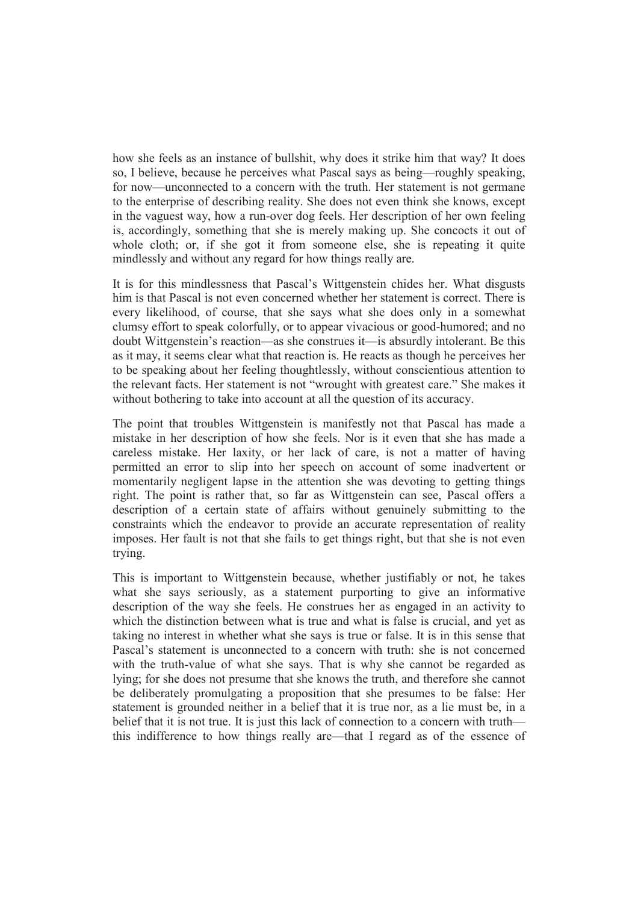how she feels as an instance of bullshit, why does it strike him that way? It does so, I believe, because he perceives what Pascal says as being—roughly speaking, for now—unconnected to a concern with the truth. Her statement is not germane to the enterprise of describing reality. She does not even think she knows, except in the vaguest way, how a run-over dog feels. Her description of her own feeling is, accordingly, something that she is merely making up. She concocts it out of whole cloth; or, if she got it from someone else, she is repeating it quite mindlessly and without any regard for how things really are.

It is for this mindlessness that Pascal's Wittgenstein chides her. What disgusts him is that Pascal is not even concerned whether her statement is correct. There is every likelihood, of course, that she says what she does only in a somewhat clumsy effort to speak colorfully, or to appear vivacious or good-humored; and no doubt Wittgenstein's reaction—as she construes it—is absurdly intolerant. Be this as it may, it seems clear what that reaction is. He reacts as though he perceives her to be speaking about her feeling thoughtlessly, without conscientious attention to the relevant facts. Her statement is not "wrought with greatest care." She makes it without bothering to take into account at all the question of its accuracy.

The point that troubles Wittgenstein is manifestly not that Pascal has made a mistake in her description of how she feels. Nor is it even that she has made a careless mistake. Her laxity, or her lack of care, is not a matter of having permitted an error to slip into her speech on account of some inadvertent or momentarily negligent lapse in the attention she was devoting to getting things right. The point is rather that, so far as Wittgenstein can see, Pascal offers a description of a certain state of affairs without genuinely submitting to the constraints which the endeavor to provide an accurate representation of reality imposes. Her fault is not that she fails to get things right, but that she is not even trying.

This is important to Wittgenstein because, whether justifiably or not, he takes what she says seriously, as a statement purporting to give an informative description of the way she feels. He construes her as engaged in an activity to which the distinction between what is true and what is false is crucial, and yet as taking no interest in whether what she says is true or false. It is in this sense that Pascal's statement is unconnected to a concern with truth: she is not concerned with the truth-value of what she says. That is why she cannot be regarded as lying; for she does not presume that she knows the truth, and therefore she cannot be deliberately promulgating a proposition that she presumes to be false: Her statement is grounded neither in a belief that it is true nor, as a lie must be, in a belief that it is not true. It is just this lack of connection to a concern with truth—this indifference to how things really are—that I regard as of the essence of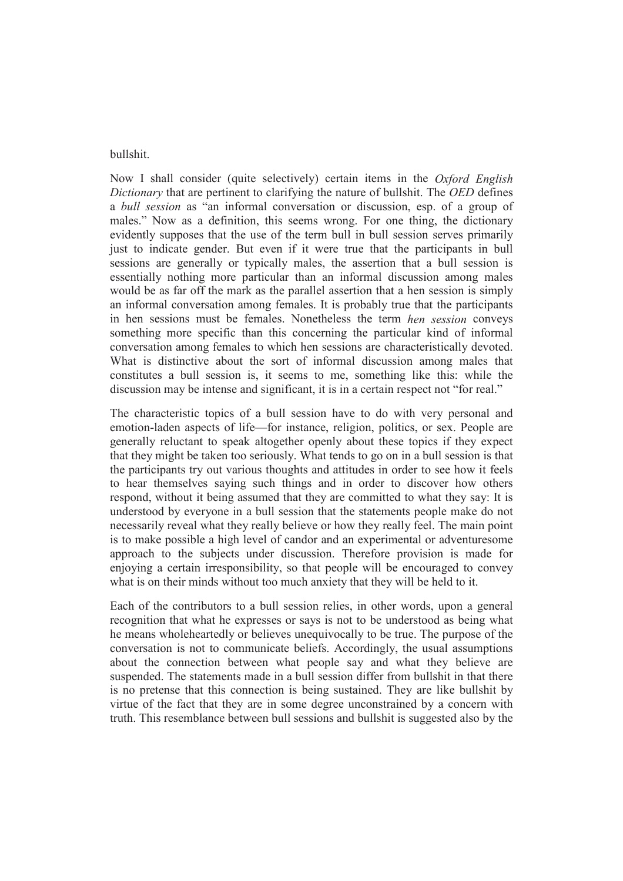bullshit.

Now I shall consider (quite selectively) certain items in the *Oxford English Dictionary* that are pertinent to clarifying the nature of bullshit. The *OED* defines a *bull session* as "an informal conversation or discussion, esp. of a group of males." Now as a definition, this seems wrong. For one thing, the dictionary evidently supposes that the use of the term bull in bull session serves primarily just to indicate gender. But even if it were true that the participants in bull sessions are generally or typically males, the assertion that a bull session is essentially nothing more particular than an informal discussion among males would be as far off the mark as the parallel assertion that a hen session is simply an informal conversation among females. It is probably true that the participants in hen sessions must be females. Nonetheless the term *hen session* conveys something more specific than this concerning the particular kind of informal conversation among females to which hen sessions are characteristically devoted. What is distinctive about the sort of informal discussion among males that constitutes a bull session is, it seems to me, something like this: while the discussion may be intense and significant, it is in a certain respect not "for real."

The characteristic topics of a bull session have to do with very personal and emotion-laden aspects of life—for instance, religion, politics, or sex. People are generally reluctant to speak altogether openly about these topics if they expect that they might be taken too seriously. What tends to go on in a bull session is that the participants try out various thoughts and attitudes in order to see how it feels to hear themselves saying such things and in order to discover how others respond, without it being assumed that they are committed to what they say: It is understood by everyone in a bull session that the statements people make do not necessarily reveal what they really believe or how they really feel. The main point is to make possible a high level of candor and an experimental or adventuresome approach to the subjects under discussion. Therefore provision is made for enjoying a certain irresponsibility, so that people will be encouraged to convey what is on their minds without too much anxiety that they will be held to it.

Each of the contributors to a bull session relies, in other words, upon a general recognition that what he expresses or says is not to be understood as being what he means wholeheartedly or believes unequivocally to be true. The purpose of the conversation is not to communicate beliefs. Accordingly, the usual assumptions about the connection between what people say and what they believe are suspended. The statements made in a bull session differ from bullshit in that there is no pretense that this connection is being sustained. They are like bullshit by virtue of the fact that they are in some degree unconstrained by a concern with truth. This resemblance between bull sessions and bullshit is suggested also by the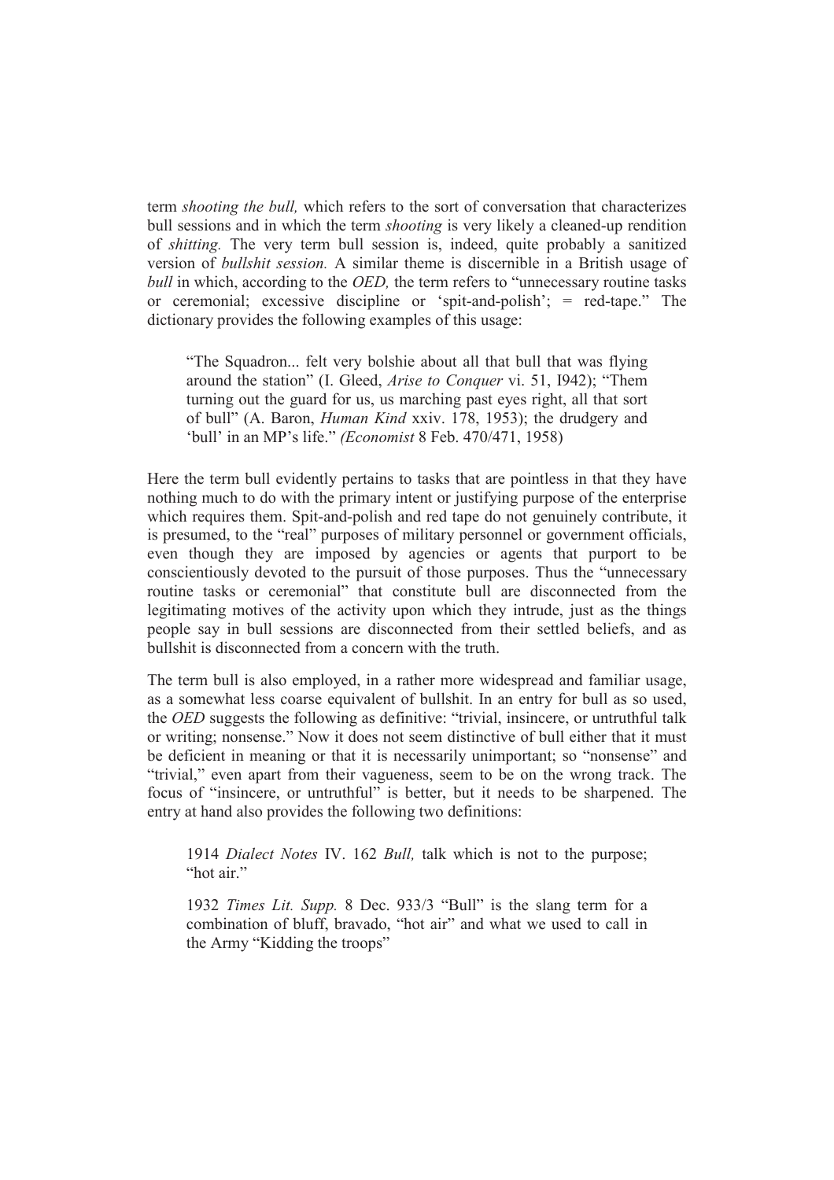term *shooting the bull,* which refers to the sort of conversation that characterizes bull sessions and in which the term *shooting* is very likely a cleaned-up rendition of *shitting.* The very term bull session is, indeed, quite probably a sanitized version of *bullshit session.* A similar theme is discernible in a British usage of *bull* in which, according to the *OED,* the term refers to "unnecessary routine tasks or ceremonial; excessive discipline or 'spit-and-polish'; = red-tape." The dictionary provides the following examples of this usage:

> "The Squadron... felt very bolshie about all that bull that was flying around the station" (I. Gleed, *Arise to Conquer* vi. 51, I942); "Them turning out the guard for us, us marching past eyes right, all that sort of bull" (A. Baron, *Human Kind* xxiv. 178, 1953); the drudgery and 'bull' in an MP's life." *(Economist* 8 Feb. 470/471, 1958)

Here the term bull evidently pertains to tasks that are pointless in that they have nothing much to do with the primary intent or justifying purpose of the enterprise which requires them. Spit-and-polish and red tape do not genuinely contribute, it is presumed, to the "real" purposes of military personnel or government officials, even though they are imposed by agencies or agents that purport to be conscientiously devoted to the pursuit of those purposes. Thus the "unnecessary routine tasks or ceremonial" that constitute bull are disconnected from the legitimating motives of the activity upon which they intrude, just as the things people say in bull sessions are disconnected from their settled beliefs, and as bullshit is disconnected from a concern with the truth.

The term bull is also employed, in a rather more widespread and familiar usage, as a somewhat less coarse equivalent of bullshit. In an entry for bull as so used, the *OED* suggests the following as definitive: "trivial, insincere, or untruthful talk or writing; nonsense." Now it does not seem distinctive of bull either that it must be deficient in meaning or that it is necessarily unimportant; so "nonsense" and "trivial," even apart from their vagueness, seem to be on the wrong track. The focus of "insincere, or untruthful" is better, but it needs to be sharpened. The entry at hand also provides the following two definitions:

> 1914 *Dialect Notes* IV. 162 *Bull,* talk which is not to the purpose; "hot air."
>
> 1932 *Times Lit. Supp.* 8 Dec. 933/3 "Bull" is the slang term for a combination of bluff, bravado, "hot air" and what we used to call in the Army "Kidding the troops"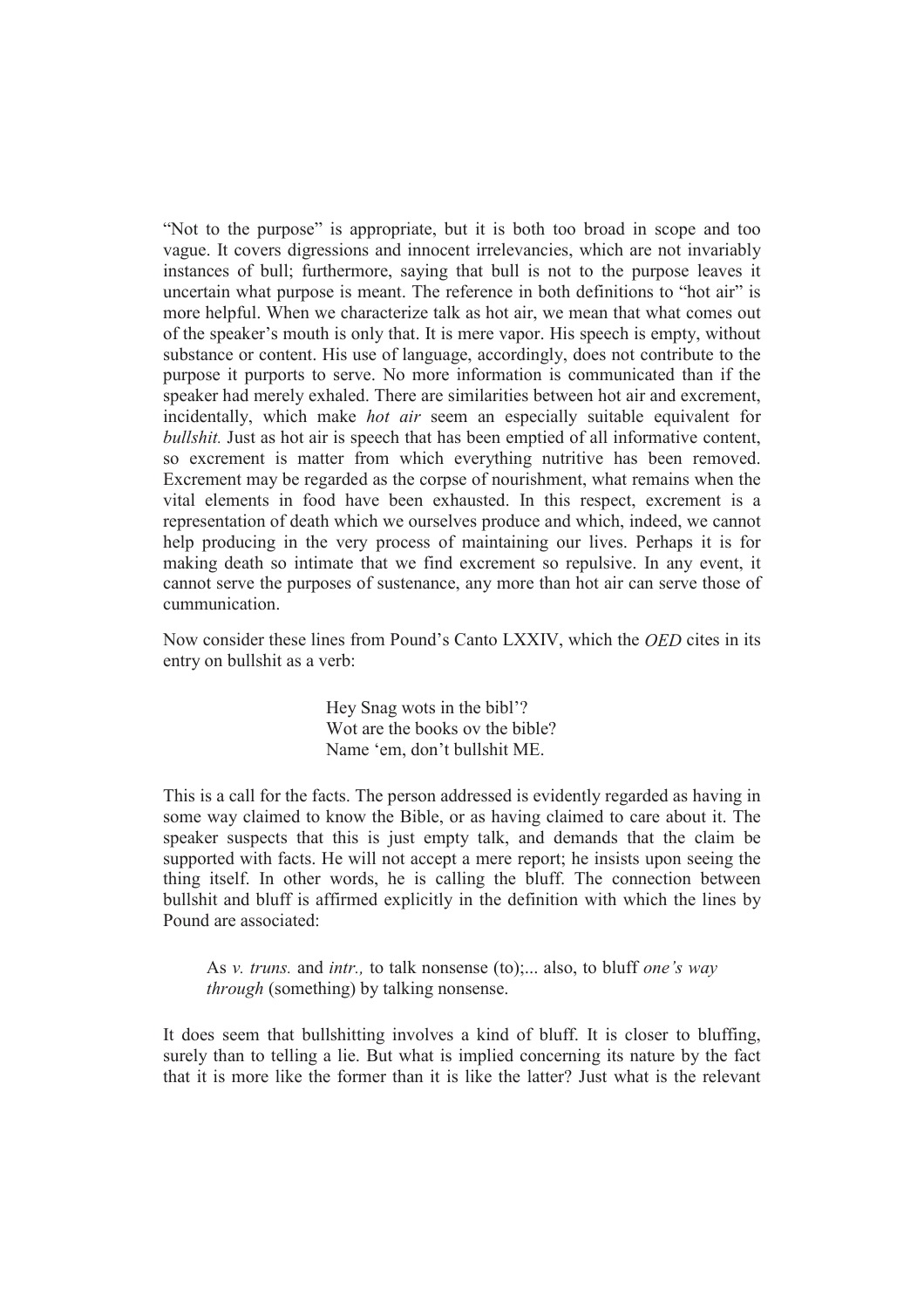"Not to the purpose" is appropriate, but it is both too broad in scope and too vague. It covers digressions and innocent irrelevancies, which are not invariably instances of bull; furthermore, saying that bull is not to the purpose leaves it uncertain what purpose is meant. The reference in both definitions to "hot air" is more helpful. When we characterize talk as hot air, we mean that what comes out of the speaker's mouth is only that. It is mere vapor. His speech is empty, without substance or content. His use of language, accordingly, does not contribute to the purpose it purports to serve. No more information is communicated than if the speaker had merely exhaled. There are similarities between hot air and excrement, incidentally, which make *hot air* seem an especially suitable equivalent for *bullshit.* Just as hot air is speech that has been emptied of all informative content, so excrement is matter from which everything nutritive has been removed. Excrement may be regarded as the corpse of nourishment, what remains when the vital elements in food have been exhausted. In this respect, excrement is a representation of death which we ourselves produce and which, indeed, we cannot help producing in the very process of maintaining our lives. Perhaps it is for making death so intimate that we find excrement so repulsive. In any event, it cannot serve the purposes of sustenance, any more than hot air can serve those of cummunication.

Now consider these lines from Pound's Canto LXXIV, which the *OED* cites in its entry on bullshit as a verb:

> Hey Snag wots in the bibl'?  
> Wot are the books ov the bible?  
> Name 'em, don't bullshit ME.

This is a call for the facts. The person addressed is evidently regarded as having in some way claimed to know the Bible, or as having claimed to care about it. The speaker suspects that this is just empty talk, and demands that the claim be supported with facts. He will not accept a mere report; he insists upon seeing the thing itself. In other words, he is calling the bluff. The connection between bullshit and bluff is affirmed explicitly in the definition with which the lines by Pound are associated:

> As *v. truns.* and *intr.,* to talk nonsense (to);... also, to bluff *one's way through* (something) by talking nonsense.

It does seem that bullshitting involves a kind of bluff. It is closer to bluffing, surely than to telling a lie. But what is implied concerning its nature by the fact that it is more like the former than it is like the latter? Just what is the relevant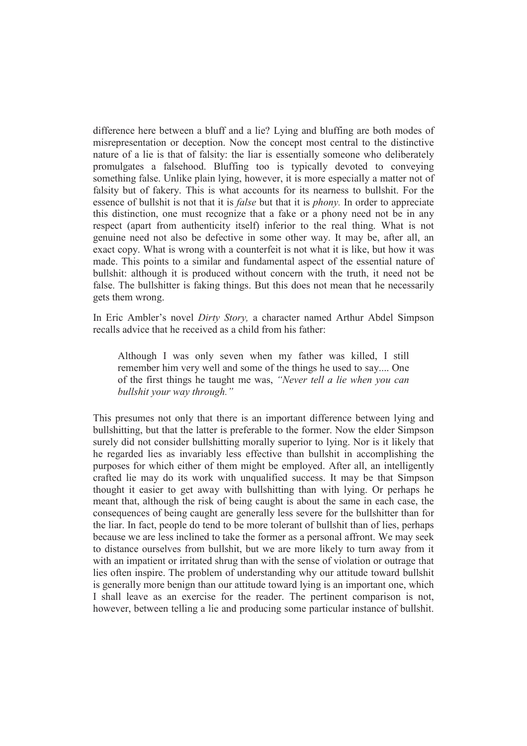difference here between a bluff and a lie? Lying and bluffing are both modes of misrepresentation or deception. Now the concept most central to the distinctive nature of a lie is that of falsity: the liar is essentially someone who deliberately promulgates a falsehood. Bluffing too is typically devoted to conveying something false. Unlike plain lying, however, it is more especially a matter not of falsity but of fakery. This is what accounts for its nearness to bullshit. For the essence of bullshit is not that it is *false* but that it is *phony.* In order to appreciate this distinction, one must recognize that a fake or a phony need not be in any respect (apart from authenticity itself) inferior to the real thing. What is not genuine need not also be defective in some other way. It may be, after all, an exact copy. What is wrong with a counterfeit is not what it is like, but how it was made. This points to a similar and fundamental aspect of the essential nature of bullshit: although it is produced without concern with the truth, it need not be false. The bullshitter is faking things. But this does not mean that he necessarily gets them wrong.

In Eric Ambler's novel *Dirty Story,* a character named Arthur Abdel Simpson recalls advice that he received as a child from his father:

> Although I was only seven when my father was killed, I still remember him very well and some of the things he used to say.... One of the first things he taught me was, *"Never tell a lie when you can bullshit your way through."*

This presumes not only that there is an important difference between lying and bullshitting, but that the latter is preferable to the former. Now the elder Simpson surely did not consider bullshitting morally superior to lying. Nor is it likely that he regarded lies as invariably less effective than bullshit in accomplishing the purposes for which either of them might be employed. After all, an intelligently crafted lie may do its work with unqualified success. It may be that Simpson thought it easier to get away with bullshitting than with lying. Or perhaps he meant that, although the risk of being caught is about the same in each case, the consequences of being caught are generally less severe for the bullshitter than for the liar. In fact, people do tend to be more tolerant of bullshit than of lies, perhaps because we are less inclined to take the former as a personal affront. We may seek to distance ourselves from bullshit, but we are more likely to turn away from it with an impatient or irritated shrug than with the sense of violation or outrage that lies often inspire. The problem of understanding why our attitude toward bullshit is generally more benign than our attitude toward lying is an important one, which I shall leave as an exercise for the reader. The pertinent comparison is not, however, between telling a lie and producing some particular instance of bullshit.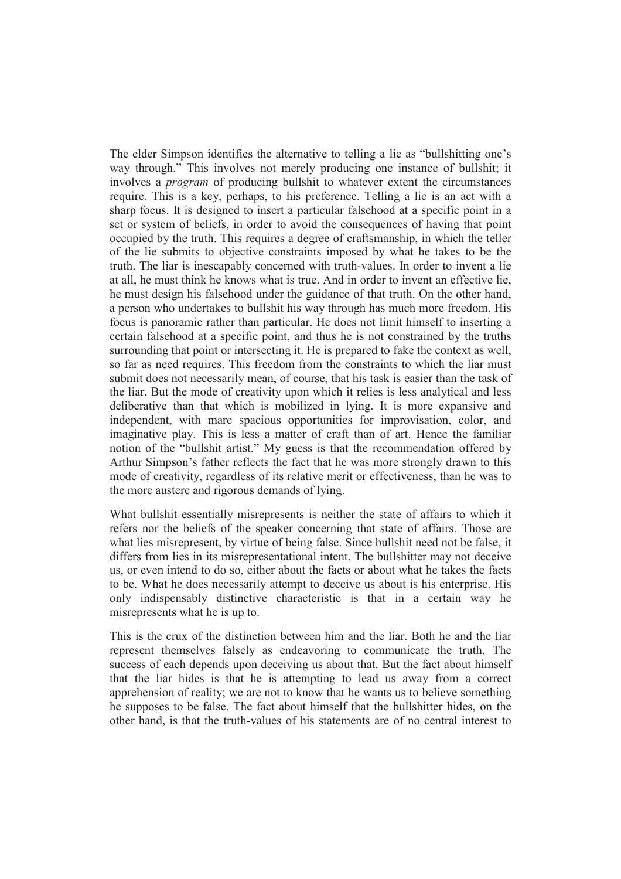The elder Simpson identifies the alternative to telling a lie as "bullshitting one's way through." This involves not merely producing one instance of bullshit; it involves a *program* of producing bullshit to whatever extent the circumstances require. This is a key, perhaps, to his preference. Telling a lie is an act with a sharp focus. It is designed to insert a particular falsehood at a specific point in a set or system of beliefs, in order to avoid the consequences of having that point occupied by the truth. This requires a degree of craftsmanship, in which the teller of the lie submits to objective constraints imposed by what he takes to be the truth. The liar is inescapably concerned with truth-values. In order to invent a lie at all, he must think he knows what is true. And in order to invent an effective lie, he must design his falsehood under the guidance of that truth. On the other hand, a person who undertakes to bullshit his way through has much more freedom. His focus is panoramic rather than particular. He does not limit himself to inserting a certain falsehood at a specific point, and thus he is not constrained by the truths surrounding that point or intersecting it. He is prepared to fake the context as well, so far as need requires. This freedom from the constraints to which the liar must submit does not necessarily mean, of course, that his task is easier than the task of the liar. But the mode of creativity upon which it relies is less analytical and less deliberative than that which is mobilized in lying. It is more expansive and independent, with mare spacious opportunities for improvisation, color, and imaginative play. This is less a matter of craft than of art. Hence the familiar notion of the "bullshit artist." My guess is that the recommendation offered by Arthur Simpson's father reflects the fact that he was more strongly drawn to this mode of creativity, regardless of its relative merit or effectiveness, than he was to the more austere and rigorous demands of lying.

What bullshit essentially misrepresents is neither the state of affairs to which it refers nor the beliefs of the speaker concerning that state of affairs. Those are what lies misrepresent, by virtue of being false. Since bullshit need not be false, it differs from lies in its misrepresentational intent. The bullshitter may not deceive us, or even intend to do so, either about the facts or about what he takes the facts to be. What he does necessarily attempt to deceive us about is his enterprise. His only indispensably distinctive characteristic is that in a certain way he misrepresents what he is up to.

This is the crux of the distinction between him and the liar. Both he and the liar represent themselves falsely as endeavoring to communicate the truth. The success of each depends upon deceiving us about that. But the fact about himself that the liar hides is that he is attempting to lead us away from a correct apprehension of reality; we are not to know that he wants us to believe something he supposes to be false. The fact about himself that the bullshitter hides, on the other hand, is that the truth-values of his statements are of no central interest to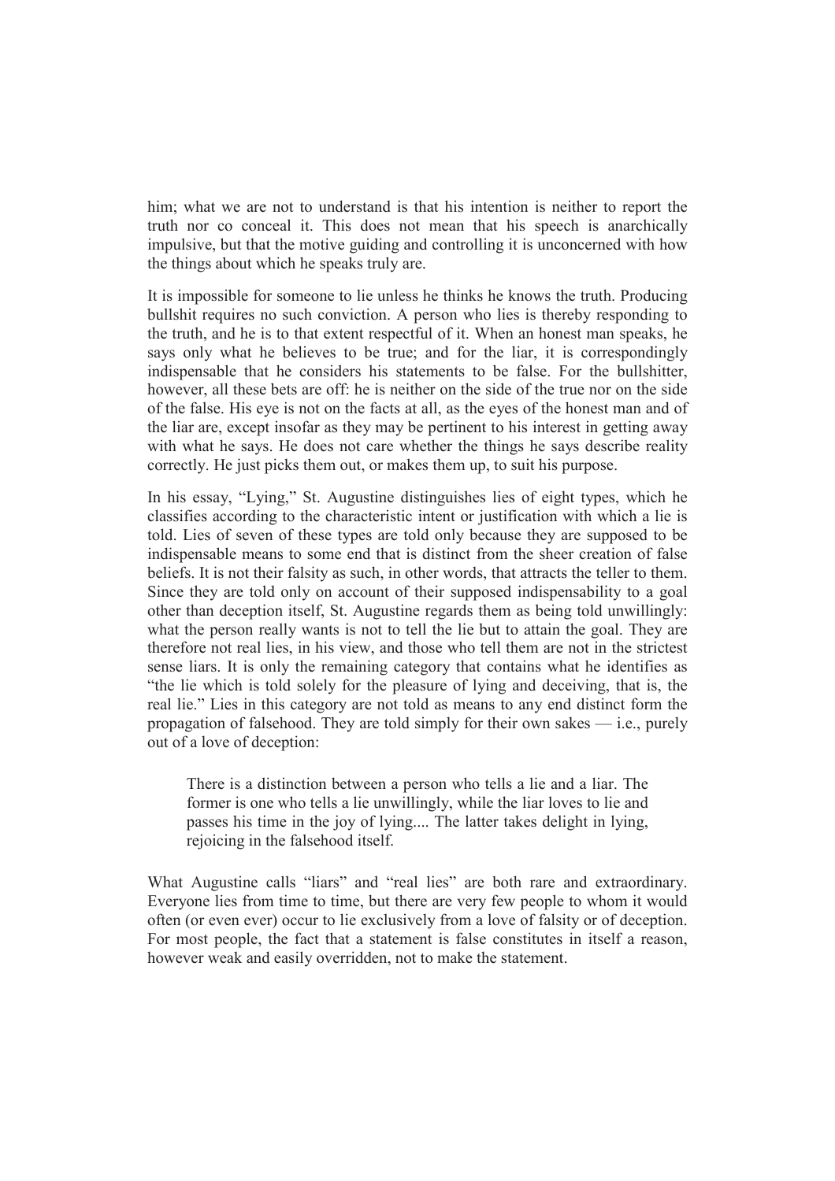him; what we are not to understand is that his intention is neither to report the truth nor co conceal it. This does not mean that his speech is anarchically impulsive, but that the motive guiding and controlling it is unconcerned with how the things about which he speaks truly are.

It is impossible for someone to lie unless he thinks he knows the truth. Producing bullshit requires no such conviction. A person who lies is thereby responding to the truth, and he is to that extent respectful of it. When an honest man speaks, he says only what he believes to be true; and for the liar, it is correspondingly indispensable that he considers his statements to be false. For the bullshitter, however, all these bets are off: he is neither on the side of the true nor on the side of the false. His eye is not on the facts at all, as the eyes of the honest man and of the liar are, except insofar as they may be pertinent to his interest in getting away with what he says. He does not care whether the things he says describe reality correctly. He just picks them out, or makes them up, to suit his purpose.

In his essay, "Lying," St. Augustine distinguishes lies of eight types, which he classifies according to the characteristic intent or justification with which a lie is told. Lies of seven of these types are told only because they are supposed to be indispensable means to some end that is distinct from the sheer creation of false beliefs. It is not their falsity as such, in other words, that attracts the teller to them. Since they are told only on account of their supposed indispensability to a goal other than deception itself, St. Augustine regards them as being told unwillingly: what the person really wants is not to tell the lie but to attain the goal. They are therefore not real lies, in his view, and those who tell them are not in the strictest sense liars. It is only the remaining category that contains what he identifies as "the lie which is told solely for the pleasure of lying and deceiving, that is, the real lie." Lies in this category are not told as means to any end distinct form the propagation of falsehood. They are told simply for their own sakes — i.e., purely out of a love of deception:

> There is a distinction between a person who tells a lie and a liar. The former is one who tells a lie unwillingly, while the liar loves to lie and passes his time in the joy of lying.... The latter takes delight in lying, rejoicing in the falsehood itself.

What Augustine calls "liars" and "real lies" are both rare and extraordinary. Everyone lies from time to time, but there are very few people to whom it would often (or even ever) occur to lie exclusively from a love of falsity or of deception. For most people, the fact that a statement is false constitutes in itself a reason, however weak and easily overridden, not to make the statement.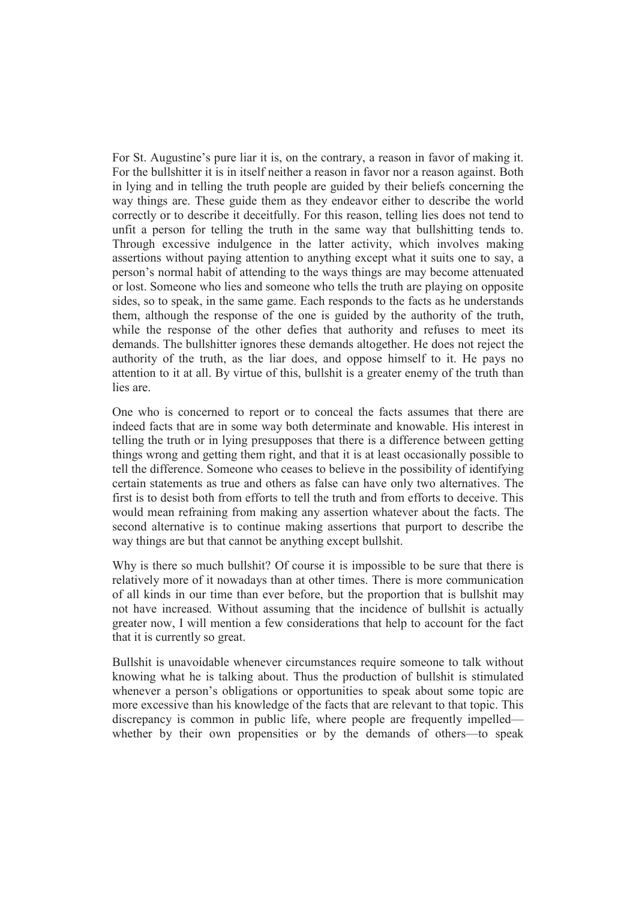For St. Augustine's pure liar it is, on the contrary, a reason in favor of making it. For the bullshitter it is in itself neither a reason in favor nor a reason against. Both in lying and in telling the truth people are guided by their beliefs concerning the way things are. These guide them as they endeavor either to describe the world correctly or to describe it deceitfully. For this reason, telling lies does not tend to unfit a person for telling the truth in the same way that bullshitting tends to. Through excessive indulgence in the latter activity, which involves making assertions without paying attention to anything except what it suits one to say, a person's normal habit of attending to the ways things are may become attenuated or lost. Someone who lies and someone who tells the truth are playing on opposite sides, so to speak, in the same game. Each responds to the facts as he understands them, although the response of the one is guided by the authority of the truth, while the response of the other defies that authority and refuses to meet its demands. The bullshitter ignores these demands altogether. He does not reject the authority of the truth, as the liar does, and oppose himself to it. He pays no attention to it at all. By virtue of this, bullshit is a greater enemy of the truth than lies are.

One who is concerned to report or to conceal the facts assumes that there are indeed facts that are in some way both determinate and knowable. His interest in telling the truth or in lying presupposes that there is a difference between getting things wrong and getting them right, and that it is at least occasionally possible to tell the difference. Someone who ceases to believe in the possibility of identifying certain statements as true and others as false can have only two alternatives. The first is to desist both from efforts to tell the truth and from efforts to deceive. This would mean refraining from making any assertion whatever about the facts. The second alternative is to continue making assertions that purport to describe the way things are but that cannot be anything except bullshit.

Why is there so much bullshit? Of course it is impossible to be sure that there is relatively more of it nowadays than at other times. There is more communication of all kinds in our time than ever before, but the proportion that is bullshit may not have increased. Without assuming that the incidence of bullshit is actually greater now, I will mention a few considerations that help to account for the fact that it is currently so great.

Bullshit is unavoidable whenever circumstances require someone to talk without knowing what he is talking about. Thus the production of bullshit is stimulated whenever a person's obligations or opportunities to speak about some topic are more excessive than his knowledge of the facts that are relevant to that topic. This discrepancy is common in public life, where people are frequently impelled—whether by their own propensities or by the demands of others—to speak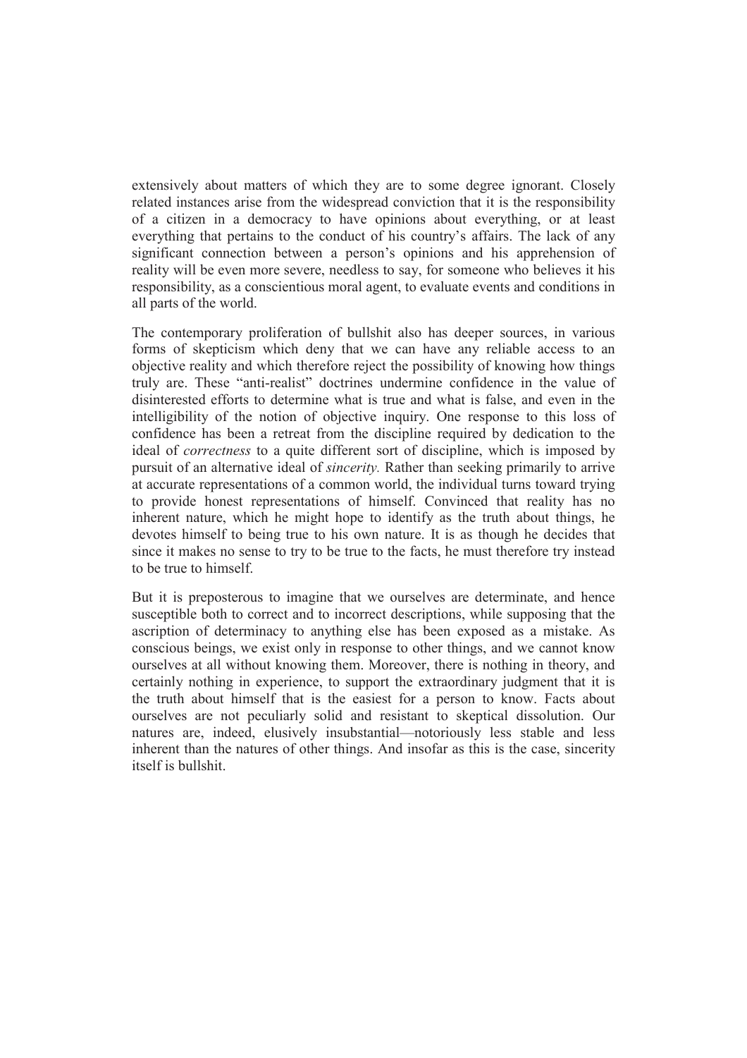extensively about matters of which they are to some degree ignorant. Closely related instances arise from the widespread conviction that it is the responsibility of a citizen in a democracy to have opinions about everything, or at least everything that pertains to the conduct of his country's affairs. The lack of any significant connection between a person's opinions and his apprehension of reality will be even more severe, needless to say, for someone who believes it his responsibility, as a conscientious moral agent, to evaluate events and conditions in all parts of the world.

The contemporary proliferation of bullshit also has deeper sources, in various forms of skepticism which deny that we can have any reliable access to an objective reality and which therefore reject the possibility of knowing how things truly are. These "anti-realist" doctrines undermine confidence in the value of disinterested efforts to determine what is true and what is false, and even in the intelligibility of the notion of objective inquiry. One response to this loss of confidence has been a retreat from the discipline required by dedication to the ideal of *correctness* to a quite different sort of discipline, which is imposed by pursuit of an alternative ideal of *sincerity.* Rather than seeking primarily to arrive at accurate representations of a common world, the individual turns toward trying to provide honest representations of himself. Convinced that reality has no inherent nature, which he might hope to identify as the truth about things, he devotes himself to being true to his own nature. It is as though he decides that since it makes no sense to try to be true to the facts, he must therefore try instead to be true to himself.

But it is preposterous to imagine that we ourselves are determinate, and hence susceptible both to correct and to incorrect descriptions, while supposing that the ascription of determinacy to anything else has been exposed as a mistake. As conscious beings, we exist only in response to other things, and we cannot know ourselves at all without knowing them. Moreover, there is nothing in theory, and certainly nothing in experience, to support the extraordinary judgment that it is the truth about himself that is the easiest for a person to know. Facts about ourselves are not peculiarly solid and resistant to skeptical dissolution. Our natures are, indeed, elusively insubstantial—notoriously less stable and less inherent than the natures of other things. And insofar as this is the case, sincerity itself is bullshit.